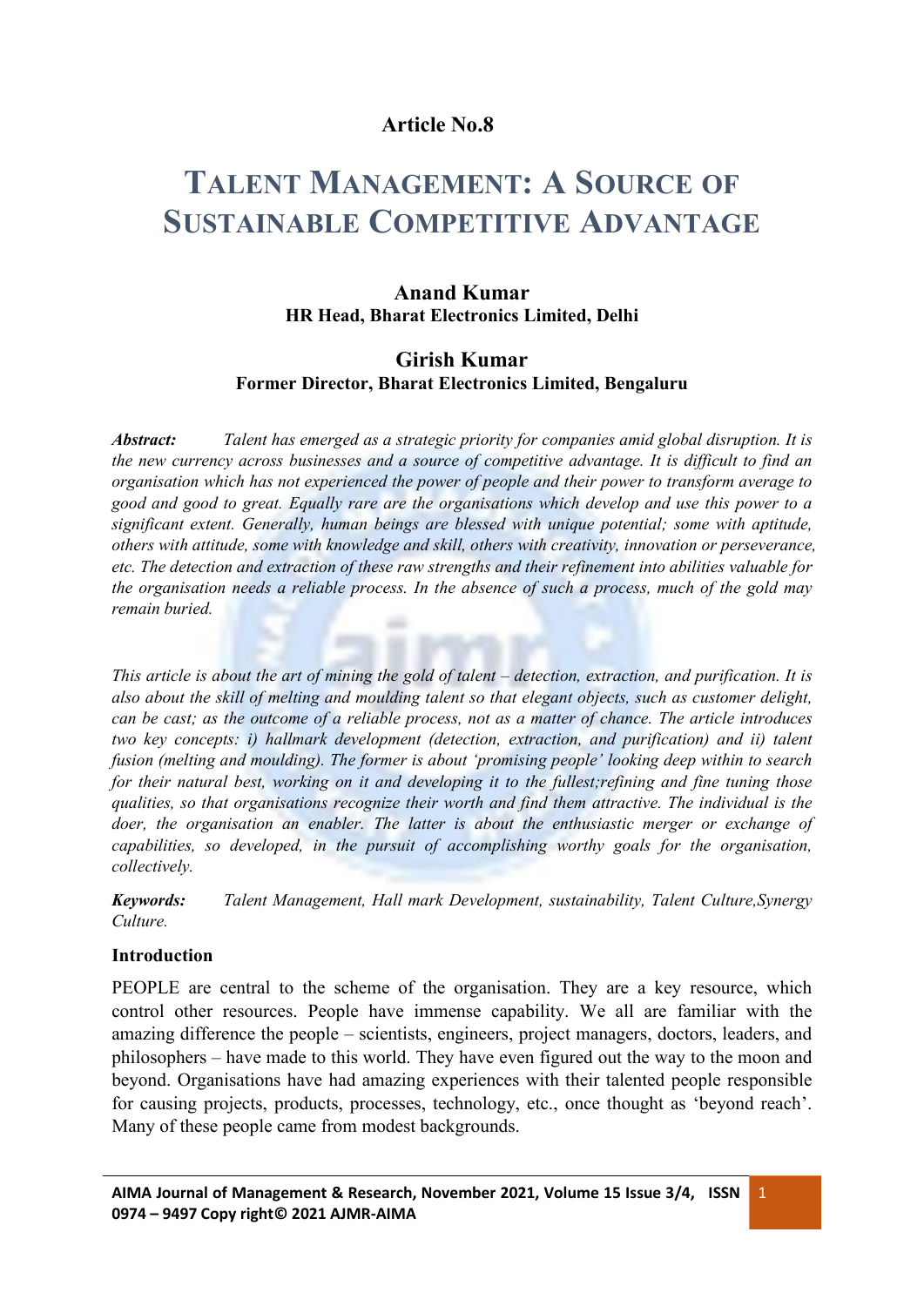**Article No.8**

# Talent Management: A Source of Sustainable Competitive Advantage

**Anand Kumar**
**HR Head, Bharat Electronics Limited, Delhi**

**Girish Kumar**
**Former Director, Bharat Electronics Limited, Bengaluru**

***Abstract:*** *Talent has emerged as a strategic priority for companies amid global disruption. It is the new currency across businesses and a source of competitive advantage. It is difficult to find an organisation which has not experienced the power of people and their power to transform average to good and good to great. Equally rare are the organisations which develop and use this power to a significant extent. Generally, human beings are blessed with unique potential; some with aptitude, others with attitude, some with knowledge and skill, others with creativity, innovation or perseverance, etc. The detection and extraction of these raw strengths and their refinement into abilities valuable for the organisation needs a reliable process. In the absence of such a process, much of the gold may remain buried.*

*This article is about the art of mining the gold of talent – detection, extraction, and purification. It is also about the skill of melting and moulding talent so that elegant objects, such as customer delight, can be cast; as the outcome of a reliable process, not as a matter of chance. The article introduces two key concepts: i) hallmark development (detection, extraction, and purification) and ii) talent fusion (melting and moulding). The former is about 'promising people' looking deep within to search for their natural best, working on it and developing it to the fullest;refining and fine tuning those qualities, so that organisations recognize their worth and find them attractive. The individual is the doer, the organisation an enabler. The latter is about the enthusiastic merger or exchange of capabilities, so developed, in the pursuit of accomplishing worthy goals for the organisation, collectively.*

***Keywords:*** *Talent Management, Hall mark Development, sustainability, Talent Culture,Synergy Culture.*

## Introduction

PEOPLE are central to the scheme of the organisation. They are a key resource, which control other resources. People have immense capability. We all are familiar with the amazing difference the people – scientists, engineers, project managers, doctors, leaders, and philosophers – have made to this world. They have even figured out the way to the moon and beyond. Organisations have had amazing experiences with their talented people responsible for causing projects, products, processes, technology, etc., once thought as 'beyond reach'. Many of these people came from modest backgrounds.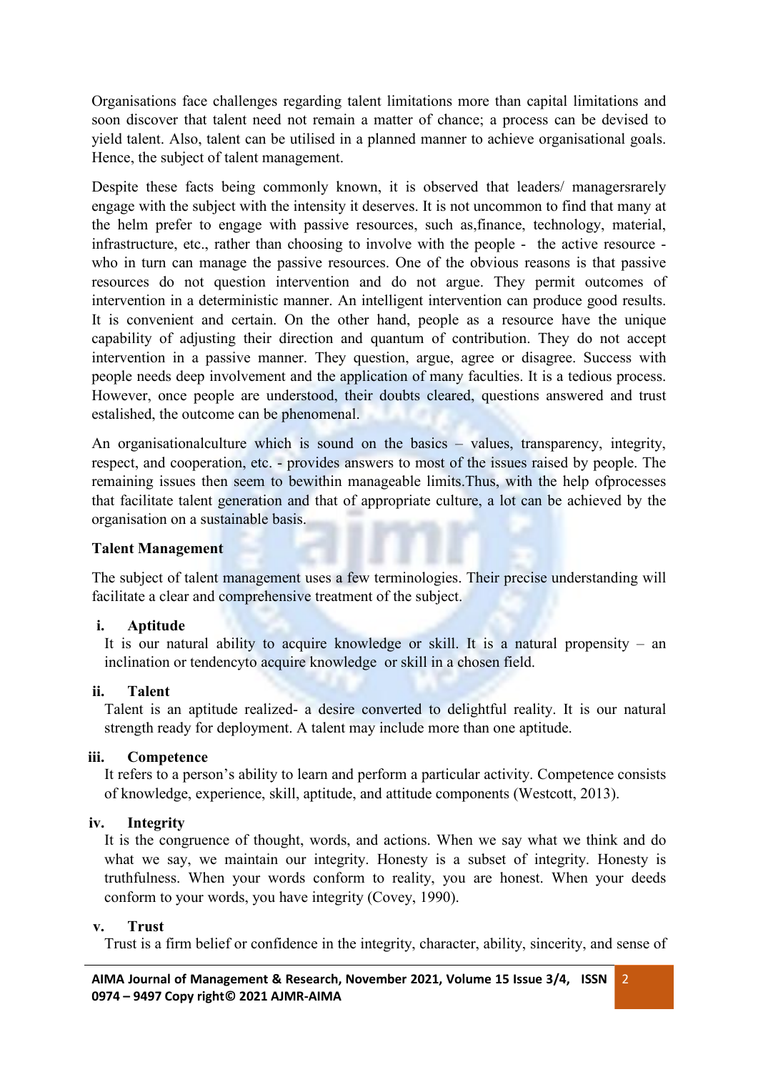Organisations face challenges regarding talent limitations more than capital limitations and soon discover that talent need not remain a matter of chance; a process can be devised to yield talent. Also, talent can be utilised in a planned manner to achieve organisational goals. Hence, the subject of talent management.

Despite these facts being commonly known, it is observed that leaders/ managersrarely engage with the subject with the intensity it deserves. It is not uncommon to find that many at the helm prefer to engage with passive resources, such as,finance, technology, material, infrastructure, etc., rather than choosing to involve with the people - the active resource - who in turn can manage the passive resources. One of the obvious reasons is that passive resources do not question intervention and do not argue. They permit outcomes of intervention in a deterministic manner. An intelligent intervention can produce good results. It is convenient and certain. On the other hand, people as a resource have the unique capability of adjusting their direction and quantum of contribution. They do not accept intervention in a passive manner. They question, argue, agree or disagree. Success with people needs deep involvement and the application of many faculties. It is a tedious process. However, once people are understood, their doubts cleared, questions answered and trust estalished, the outcome can be phenomenal.

An organisationalculture which is sound on the basics – values, transparency, integrity, respect, and cooperation, etc. - provides answers to most of the issues raised by people. The remaining issues then seem to bewithin manageable limits.Thus, with the help ofprocesses that facilitate talent generation and that of appropriate culture, a lot can be achieved by the organisation on a sustainable basis.

**Talent Management**

The subject of talent management uses a few terminologies. Their precise understanding will facilitate a clear and comprehensive treatment of the subject.

i. **Aptitude**
It is our natural ability to acquire knowledge or skill. It is a natural propensity – an inclination or tendencyto acquire knowledge or skill in a chosen field.

ii. **Talent**
Talent is an aptitude realized- a desire converted to delightful reality. It is our natural strength ready for deployment. A talent may include more than one aptitude.

iii. **Competence**
It refers to a person's ability to learn and perform a particular activity. Competence consists of knowledge, experience, skill, aptitude, and attitude components (Westcott, 2013).

iv. **Integrity**
It is the congruence of thought, words, and actions. When we say what we think and do what we say, we maintain our integrity. Honesty is a subset of integrity. Honesty is truthfulness. When your words conform to reality, you are honest. When your deeds conform to your words, you have integrity (Covey, 1990).

v. **Trust**
Trust is a firm belief or confidence in the integrity, character, ability, sincerity, and sense of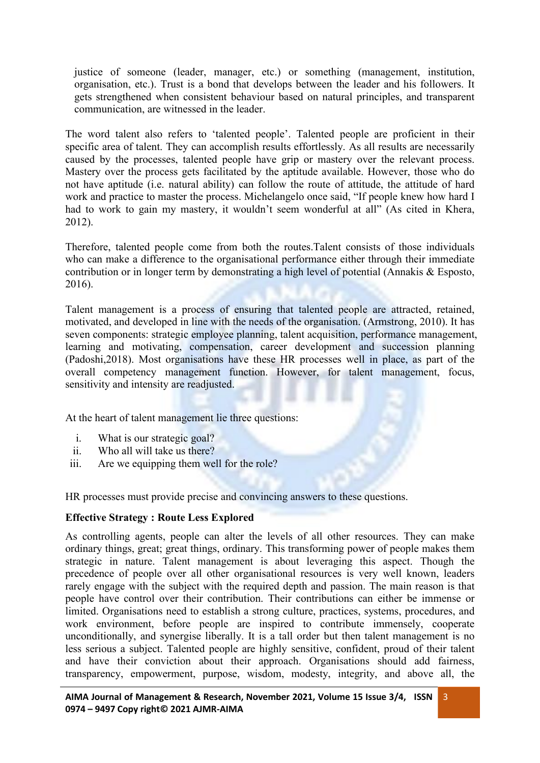justice of someone (leader, manager, etc.) or something (management, institution, organisation, etc.). Trust is a bond that develops between the leader and his followers. It gets strengthened when consistent behaviour based on natural principles, and transparent communication, are witnessed in the leader.

The word talent also refers to 'talented people'. Talented people are proficient in their specific area of talent. They can accomplish results effortlessly. As all results are necessarily caused by the processes, talented people have grip or mastery over the relevant process. Mastery over the process gets facilitated by the aptitude available. However, those who do not have aptitude (i.e. natural ability) can follow the route of attitude, the attitude of hard work and practice to master the process. Michelangelo once said, "If people knew how hard I had to work to gain my mastery, it wouldn't seem wonderful at all" (As cited in Khera, 2012).

Therefore, talented people come from both the routes.Talent consists of those individuals who can make a difference to the organisational performance either through their immediate contribution or in longer term by demonstrating a high level of potential (Annakis & Esposto, 2016).

Talent management is a process of ensuring that talented people are attracted, retained, motivated, and developed in line with the needs of the organisation. (Armstrong, 2010). It has seven components: strategic employee planning, talent acquisition, performance management, learning and motivating, compensation, career development and succession planning (Padoshi,2018). Most organisations have these HR processes well in place, as part of the overall competency management function. However, for talent management, focus, sensitivity and intensity are readjusted.

At the heart of talent management lie three questions:

i. What is our strategic goal?
ii. Who all will take us there?
iii. Are we equipping them well for the role?

HR processes must provide precise and convincing answers to these questions.

**Effective Strategy : Route Less Explored**

As controlling agents, people can alter the levels of all other resources. They can make ordinary things, great; great things, ordinary. This transforming power of people makes them strategic in nature. Talent management is about leveraging this aspect. Though the precedence of people over all other organisational resources is very well known, leaders rarely engage with the subject with the required depth and passion. The main reason is that people have control over their contribution. Their contributions can either be immense or limited. Organisations need to establish a strong culture, practices, systems, procedures, and work environment, before people are inspired to contribute immensely, cooperate unconditionally, and synergise liberally. It is a tall order but then talent management is no less serious a subject. Talented people are highly sensitive, confident, proud of their talent and have their conviction about their approach. Organisations should add fairness, transparency, empowerment, purpose, wisdom, modesty, integrity, and above all, the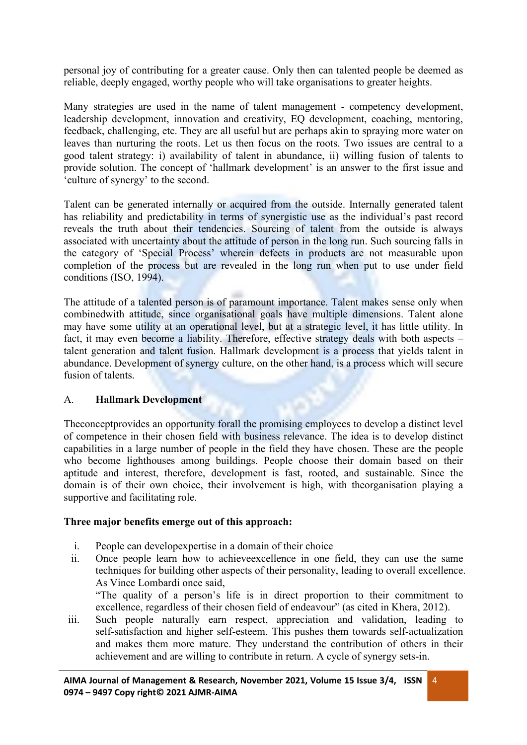personal joy of contributing for a greater cause. Only then can talented people be deemed as reliable, deeply engaged, worthy people who will take organisations to greater heights.

Many strategies are used in the name of talent management - competency development, leadership development, innovation and creativity, EQ development, coaching, mentoring, feedback, challenging, etc. They are all useful but are perhaps akin to spraying more water on leaves than nurturing the roots. Let us then focus on the roots. Two issues are central to a good talent strategy: i) availability of talent in abundance, ii) willing fusion of talents to provide solution. The concept of 'hallmark development' is an answer to the first issue and 'culture of synergy' to the second.

Talent can be generated internally or acquired from the outside. Internally generated talent has reliability and predictability in terms of synergistic use as the individual's past record reveals the truth about their tendencies. Sourcing of talent from the outside is always associated with uncertainty about the attitude of person in the long run. Such sourcing falls in the category of 'Special Process' wherein defects in products are not measurable upon completion of the process but are revealed in the long run when put to use under field conditions (ISO, 1994).

The attitude of a talented person is of paramount importance. Talent makes sense only when combinedwith attitude, since organisational goals have multiple dimensions. Talent alone may have some utility at an operational level, but at a strategic level, it has little utility. In fact, it may even become a liability. Therefore, effective strategy deals with both aspects – talent generation and talent fusion. Hallmark development is a process that yields talent in abundance. Development of synergy culture, on the other hand, is a process which will secure fusion of talents.

## A. Hallmark Development

Theconceptprovides an opportunity forall the promising employees to develop a distinct level of competence in their chosen field with business relevance. The idea is to develop distinct capabilities in a large number of people in the field they have chosen. These are the people who become lighthouses among buildings. People choose their domain based on their aptitude and interest, therefore, development is fast, rooted, and sustainable. Since the domain is of their own choice, their involvement is high, with theorganisation playing a supportive and facilitating role.

**Three major benefits emerge out of this approach:**

i. People can developexpertise in a domain of their choice
ii. Once people learn how to achieveexcellence in one field, they can use the same techniques for building other aspects of their personality, leading to overall excellence. As Vince Lombardi once said,
   "The quality of a person's life is in direct proportion to their commitment to excellence, regardless of their chosen field of endeavour" (as cited in Khera, 2012).
iii. Such people naturally earn respect, appreciation and validation, leading to self-satisfaction and higher self-esteem. This pushes them towards self-actualization and makes them more mature. They understand the contribution of others in their achievement and are willing to contribute in return. A cycle of synergy sets-in.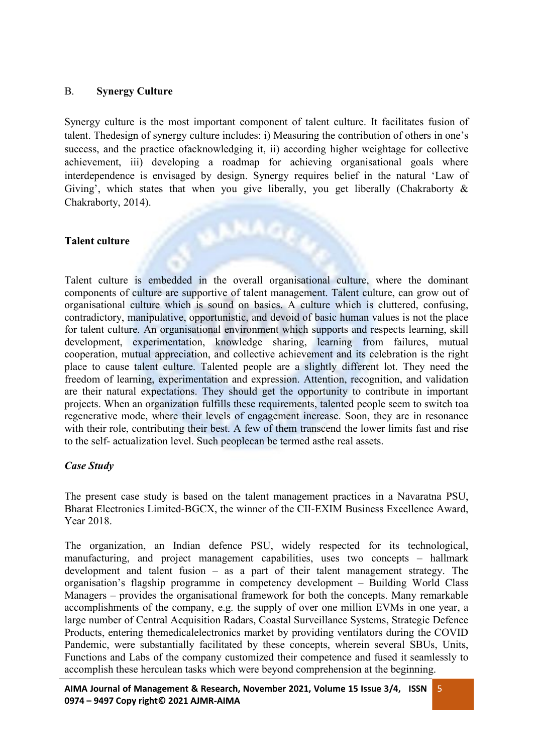B. **Synergy Culture**

Synergy culture is the most important component of talent culture. It facilitates fusion of talent. Thedesign of synergy culture includes: i) Measuring the contribution of others in one's success, and the practice ofacknowledging it, ii) according higher weightage for collective achievement, iii) developing a roadmap for achieving organisational goals where interdependence is envisaged by design. Synergy requires belief in the natural 'Law of Giving', which states that when you give liberally, you get liberally (Chakraborty & Chakraborty, 2014).

**Talent culture**

Talent culture is embedded in the overall organisational culture, where the dominant components of culture are supportive of talent management. Talent culture, can grow out of organisational culture which is sound on basics. A culture which is cluttered, confusing, contradictory, manipulative, opportunistic, and devoid of basic human values is not the place for talent culture. An organisational environment which supports and respects learning, skill development, experimentation, knowledge sharing, learning from failures, mutual cooperation, mutual appreciation, and collective achievement and its celebration is the right place to cause talent culture. Talented people are a slightly different lot. They need the freedom of learning, experimentation and expression. Attention, recognition, and validation are their natural expectations. They should get the opportunity to contribute in important projects. When an organization fulfills these requirements, talented people seem to switch toa regenerative mode, where their levels of engagement increase. Soon, they are in resonance with their role, contributing their best. A few of them transcend the lower limits fast and rise to the self- actualization level. Such peoplecan be termed asthe real assets.

***Case Study***

The present case study is based on the talent management practices in a Navaratna PSU, Bharat Electronics Limited-BGCX, the winner of the CII-EXIM Business Excellence Award, Year 2018.

The organization, an Indian defence PSU, widely respected for its technological, manufacturing, and project management capabilities, uses two concepts – hallmark development and talent fusion – as a part of their talent management strategy. The organisation's flagship programme in competency development – Building World Class Managers – provides the organisational framework for both the concepts. Many remarkable accomplishments of the company, e.g. the supply of over one million EVMs in one year, a large number of Central Acquisition Radars, Coastal Surveillance Systems, Strategic Defence Products, entering themedicalelectronics market by providing ventilators during the COVID Pandemic, were substantially facilitated by these concepts, wherein several SBUs, Units, Functions and Labs of the company customized their competence and fused it seamlessly to accomplish these herculean tasks which were beyond comprehension at the beginning.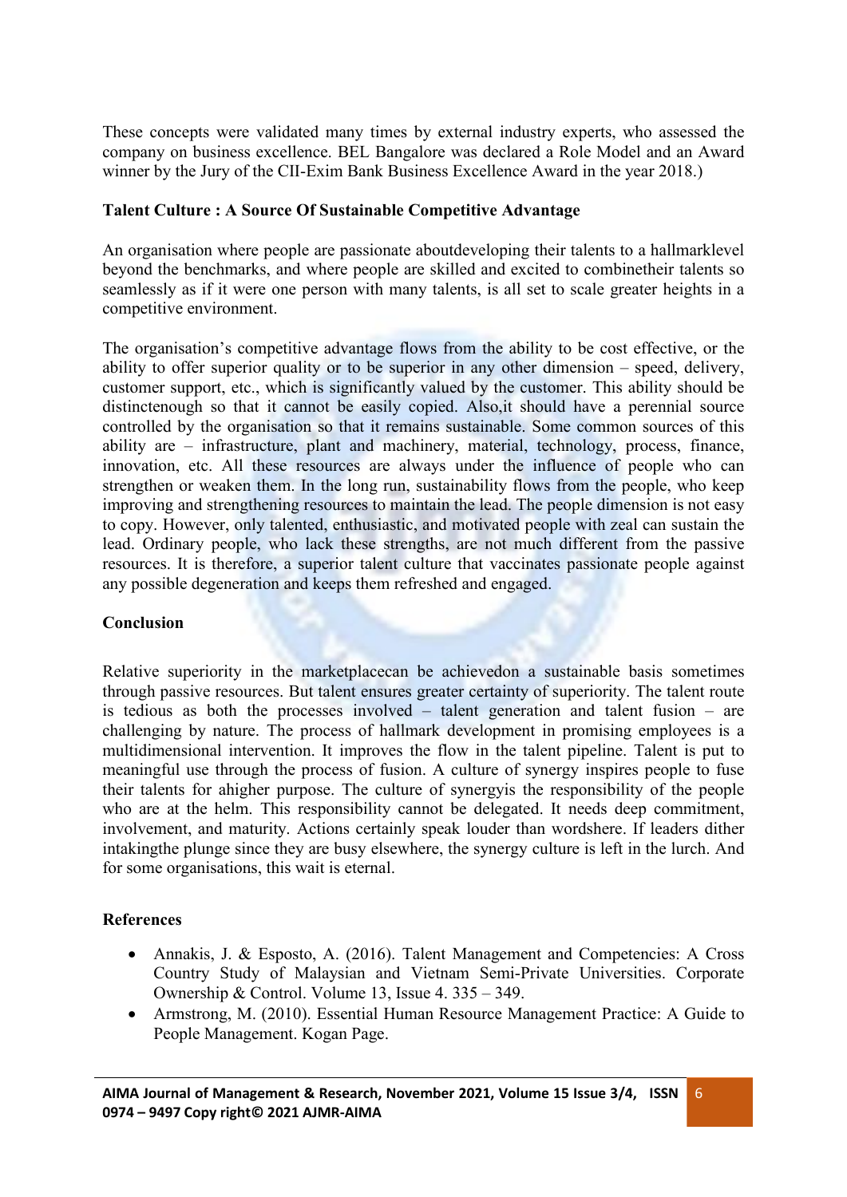These concepts were validated many times by external industry experts, who assessed the company on business excellence. BEL Bangalore was declared a Role Model and an Award winner by the Jury of the CII-Exim Bank Business Excellence Award in the year 2018.)

**Talent Culture : A Source Of Sustainable Competitive Advantage**

An organisation where people are passionate aboutdeveloping their talents to a hallmarklevel beyond the benchmarks, and where people are skilled and excited to combinetheir talents so seamlessly as if it were one person with many talents, is all set to scale greater heights in a competitive environment.

The organisation's competitive advantage flows from the ability to be cost effective, or the ability to offer superior quality or to be superior in any other dimension – speed, delivery, customer support, etc., which is significantly valued by the customer. This ability should be distinctenough so that it cannot be easily copied. Also,it should have a perennial source controlled by the organisation so that it remains sustainable. Some common sources of this ability are – infrastructure, plant and machinery, material, technology, process, finance, innovation, etc. All these resources are always under the influence of people who can strengthen or weaken them. In the long run, sustainability flows from the people, who keep improving and strengthening resources to maintain the lead. The people dimension is not easy to copy. However, only talented, enthusiastic, and motivated people with zeal can sustain the lead. Ordinary people, who lack these strengths, are not much different from the passive resources. It is therefore, a superior talent culture that vaccinates passionate people against any possible degeneration and keeps them refreshed and engaged.

**Conclusion**

Relative superiority in the marketplacecan be achievedon a sustainable basis sometimes through passive resources. But talent ensures greater certainty of superiority. The talent route is tedious as both the processes involved – talent generation and talent fusion – are challenging by nature. The process of hallmark development in promising employees is a multidimensional intervention. It improves the flow in the talent pipeline. Talent is put to meaningful use through the process of fusion. A culture of synergy inspires people to fuse their talents for ahigher purpose. The culture of synergyis the responsibility of the people who are at the helm. This responsibility cannot be delegated. It needs deep commitment, involvement, and maturity. Actions certainly speak louder than wordshere. If leaders dither intakingthe plunge since they are busy elsewhere, the synergy culture is left in the lurch. And for some organisations, this wait is eternal.

**References**

- Annakis, J. & Esposto, A. (2016). Talent Management and Competencies: A Cross Country Study of Malaysian and Vietnam Semi-Private Universities. Corporate Ownership & Control. Volume 13, Issue 4. 335 – 349.
- Armstrong, M. (2010). Essential Human Resource Management Practice: A Guide to People Management. Kogan Page.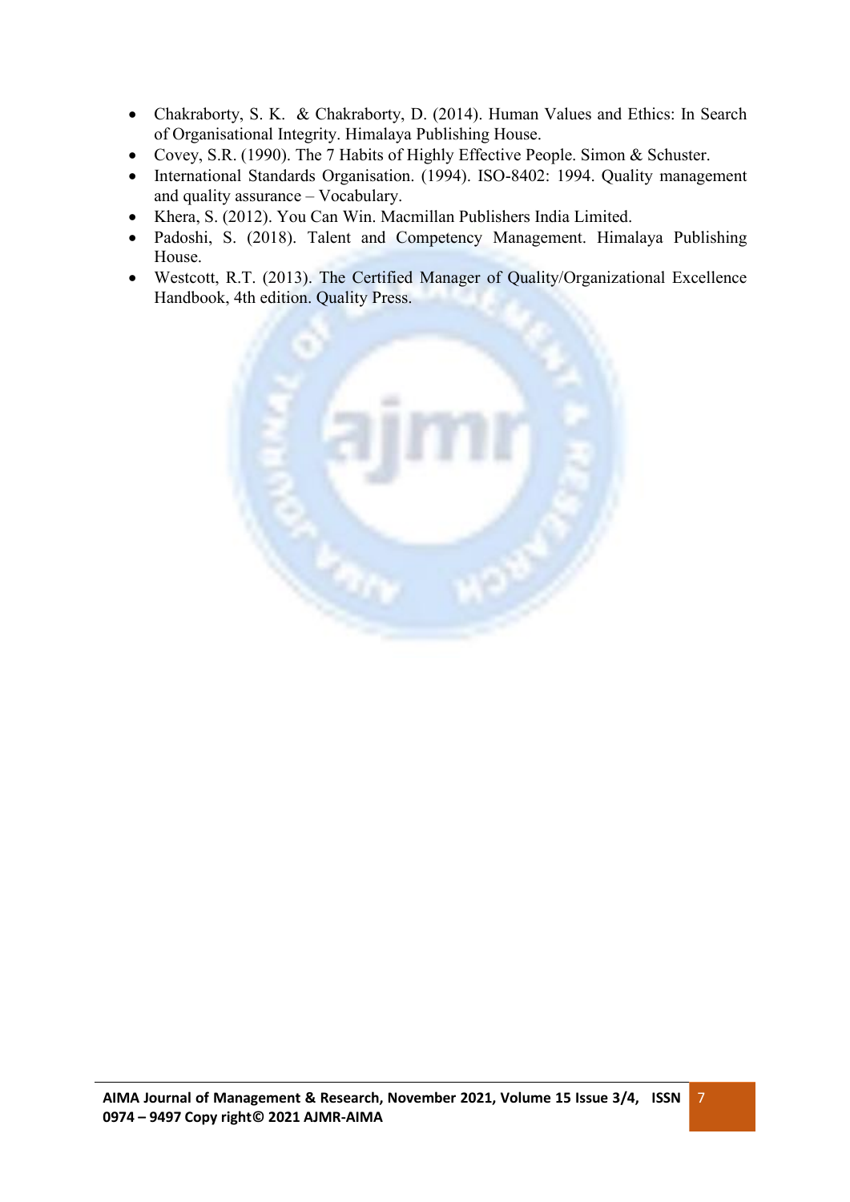- Chakraborty, S. K. & Chakraborty, D. (2014). Human Values and Ethics: In Search of Organisational Integrity. Himalaya Publishing House.
- Covey, S.R. (1990). The 7 Habits of Highly Effective People. Simon & Schuster.
- International Standards Organisation. (1994). ISO-8402: 1994. Quality management and quality assurance – Vocabulary.
- Khera, S. (2012). You Can Win. Macmillan Publishers India Limited.
- Padoshi, S. (2018). Talent and Competency Management. Himalaya Publishing House.
- Westcott, R.T. (2013). The Certified Manager of Quality/Organizational Excellence Handbook, 4th edition. Quality Press.